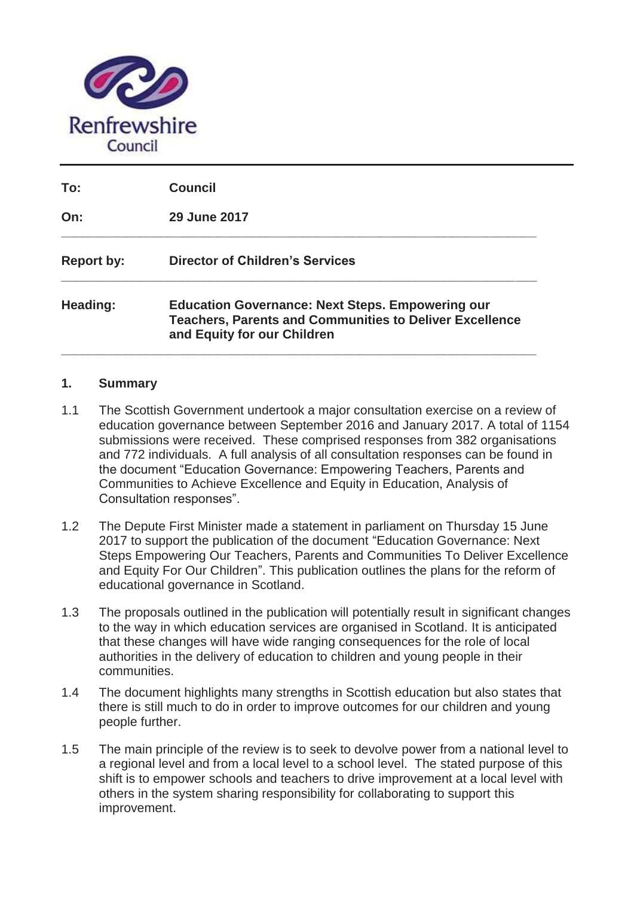Renfrewshire Council

| | |
|---|---|
| **To:** | **Council** |
| **On:** | **29 June 2017** |
| **Report by:** | **Director of Children's Services** |
| **Heading:** | **Education Governance: Next Steps. Empowering our Teachers, Parents and Communities to Deliver Excellence and Equity for our Children** |

## 1. Summary

1.1 The Scottish Government undertook a major consultation exercise on a review of education governance between September 2016 and January 2017. A total of 1154 submissions were received. These comprised responses from 382 organisations and 772 individuals. A full analysis of all consultation responses can be found in the document "Education Governance: Empowering Teachers, Parents and Communities to Achieve Excellence and Equity in Education, Analysis of Consultation responses".

1.2 The Depute First Minister made a statement in parliament on Thursday 15 June 2017 to support the publication of the document "Education Governance: Next Steps Empowering Our Teachers, Parents and Communities To Deliver Excellence and Equity For Our Children". This publication outlines the plans for the reform of educational governance in Scotland.

1.3 The proposals outlined in the publication will potentially result in significant changes to the way in which education services are organised in Scotland. It is anticipated that these changes will have wide ranging consequences for the role of local authorities in the delivery of education to children and young people in their communities.

1.4 The document highlights many strengths in Scottish education but also states that there is still much to do in order to improve outcomes for our children and young people further.

1.5 The main principle of the review is to seek to devolve power from a national level to a regional level and from a local level to a school level. The stated purpose of this shift is to empower schools and teachers to drive improvement at a local level with others in the system sharing responsibility for collaborating to support this improvement.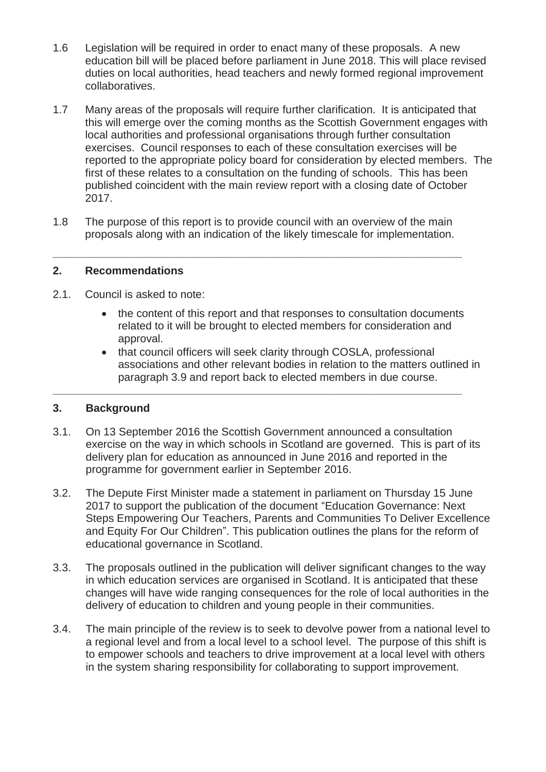1.6 Legislation will be required in order to enact many of these proposals. A new education bill will be placed before parliament in June 2018. This will place revised duties on local authorities, head teachers and newly formed regional improvement collaboratives.

1.7 Many areas of the proposals will require further clarification. It is anticipated that this will emerge over the coming months as the Scottish Government engages with local authorities and professional organisations through further consultation exercises. Council responses to each of these consultation exercises will be reported to the appropriate policy board for consideration by elected members. The first of these relates to a consultation on the funding of schools. This has been published coincident with the main review report with a closing date of October 2017.

1.8 The purpose of this report is to provide council with an overview of the main proposals along with an indication of the likely timescale for implementation.

---

## 2. Recommendations

2.1. Council is asked to note:

- the content of this report and that responses to consultation documents related to it will be brought to elected members for consideration and approval.
- that council officers will seek clarity through COSLA, professional associations and other relevant bodies in relation to the matters outlined in paragraph 3.9 and report back to elected members in due course.

---

## 3. Background

3.1. On 13 September 2016 the Scottish Government announced a consultation exercise on the way in which schools in Scotland are governed. This is part of its delivery plan for education as announced in June 2016 and reported in the programme for government earlier in September 2016.

3.2. The Depute First Minister made a statement in parliament on Thursday 15 June 2017 to support the publication of the document "Education Governance: Next Steps Empowering Our Teachers, Parents and Communities To Deliver Excellence and Equity For Our Children". This publication outlines the plans for the reform of educational governance in Scotland.

3.3. The proposals outlined in the publication will deliver significant changes to the way in which education services are organised in Scotland. It is anticipated that these changes will have wide ranging consequences for the role of local authorities in the delivery of education to children and young people in their communities.

3.4. The main principle of the review is to seek to devolve power from a national level to a regional level and from a local level to a school level. The purpose of this shift is to empower schools and teachers to drive improvement at a local level with others in the system sharing responsibility for collaborating to support improvement.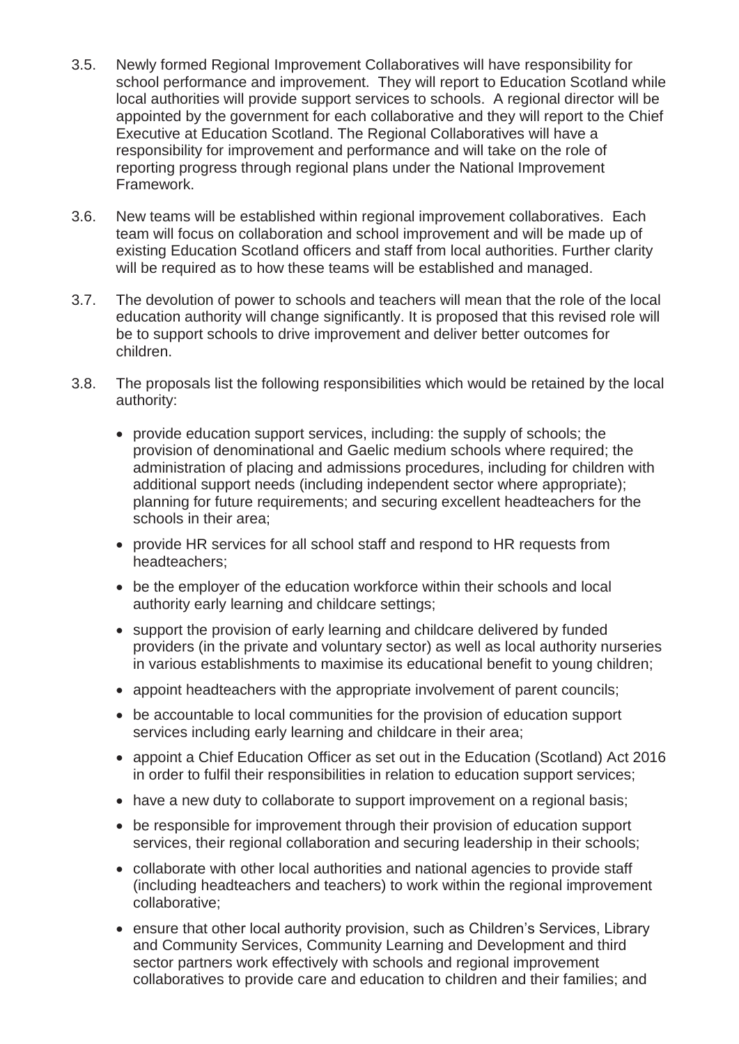3.5. Newly formed Regional Improvement Collaboratives will have responsibility for school performance and improvement. They will report to Education Scotland while local authorities will provide support services to schools. A regional director will be appointed by the government for each collaborative and they will report to the Chief Executive at Education Scotland. The Regional Collaboratives will have a responsibility for improvement and performance and will take on the role of reporting progress through regional plans under the National Improvement Framework.

3.6. New teams will be established within regional improvement collaboratives. Each team will focus on collaboration and school improvement and will be made up of existing Education Scotland officers and staff from local authorities. Further clarity will be required as to how these teams will be established and managed.

3.7. The devolution of power to schools and teachers will mean that the role of the local education authority will change significantly. It is proposed that this revised role will be to support schools to drive improvement and deliver better outcomes for children.

3.8. The proposals list the following responsibilities which would be retained by the local authority:

- provide education support services, including: the supply of schools; the provision of denominational and Gaelic medium schools where required; the administration of placing and admissions procedures, including for children with additional support needs (including independent sector where appropriate); planning for future requirements; and securing excellent headteachers for the schools in their area;
- provide HR services for all school staff and respond to HR requests from headteachers;
- be the employer of the education workforce within their schools and local authority early learning and childcare settings;
- support the provision of early learning and childcare delivered by funded providers (in the private and voluntary sector) as well as local authority nurseries in various establishments to maximise its educational benefit to young children;
- appoint headteachers with the appropriate involvement of parent councils;
- be accountable to local communities for the provision of education support services including early learning and childcare in their area;
- appoint a Chief Education Officer as set out in the Education (Scotland) Act 2016 in order to fulfil their responsibilities in relation to education support services;
- have a new duty to collaborate to support improvement on a regional basis;
- be responsible for improvement through their provision of education support services, their regional collaboration and securing leadership in their schools;
- collaborate with other local authorities and national agencies to provide staff (including headteachers and teachers) to work within the regional improvement collaborative;
- ensure that other local authority provision, such as Children's Services, Library and Community Services, Community Learning and Development and third sector partners work effectively with schools and regional improvement collaboratives to provide care and education to children and their families; and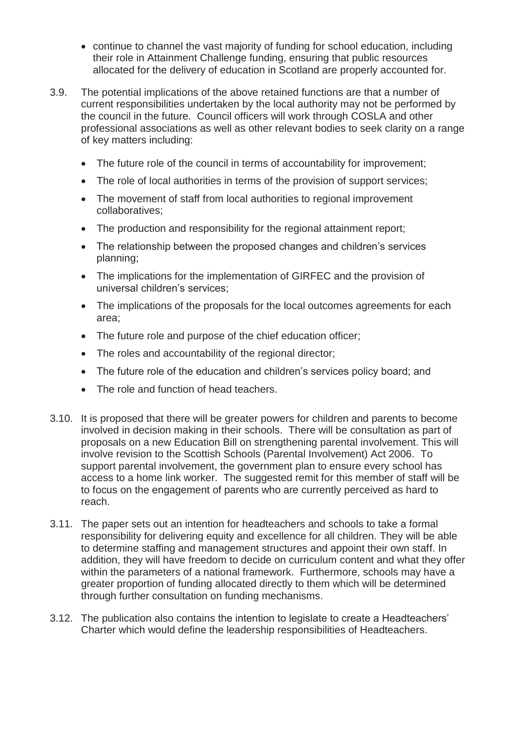- continue to channel the vast majority of funding for school education, including their role in Attainment Challenge funding, ensuring that public resources allocated for the delivery of education in Scotland are properly accounted for.

3.9. The potential implications of the above retained functions are that a number of current responsibilities undertaken by the local authority may not be performed by the council in the future. Council officers will work through COSLA and other professional associations as well as other relevant bodies to seek clarity on a range of key matters including:

- The future role of the council in terms of accountability for improvement;
- The role of local authorities in terms of the provision of support services;
- The movement of staff from local authorities to regional improvement collaboratives;
- The production and responsibility for the regional attainment report;
- The relationship between the proposed changes and children's services planning;
- The implications for the implementation of GIRFEC and the provision of universal children's services;
- The implications of the proposals for the local outcomes agreements for each area;
- The future role and purpose of the chief education officer;
- The roles and accountability of the regional director;
- The future role of the education and children's services policy board; and
- The role and function of head teachers.

3.10. It is proposed that there will be greater powers for children and parents to become involved in decision making in their schools. There will be consultation as part of proposals on a new Education Bill on strengthening parental involvement. This will involve revision to the Scottish Schools (Parental Involvement) Act 2006. To support parental involvement, the government plan to ensure every school has access to a home link worker. The suggested remit for this member of staff will be to focus on the engagement of parents who are currently perceived as hard to reach.

3.11. The paper sets out an intention for headteachers and schools to take a formal responsibility for delivering equity and excellence for all children. They will be able to determine staffing and management structures and appoint their own staff. In addition, they will have freedom to decide on curriculum content and what they offer within the parameters of a national framework. Furthermore, schools may have a greater proportion of funding allocated directly to them which will be determined through further consultation on funding mechanisms.

3.12. The publication also contains the intention to legislate to create a Headteachers' Charter which would define the leadership responsibilities of Headteachers.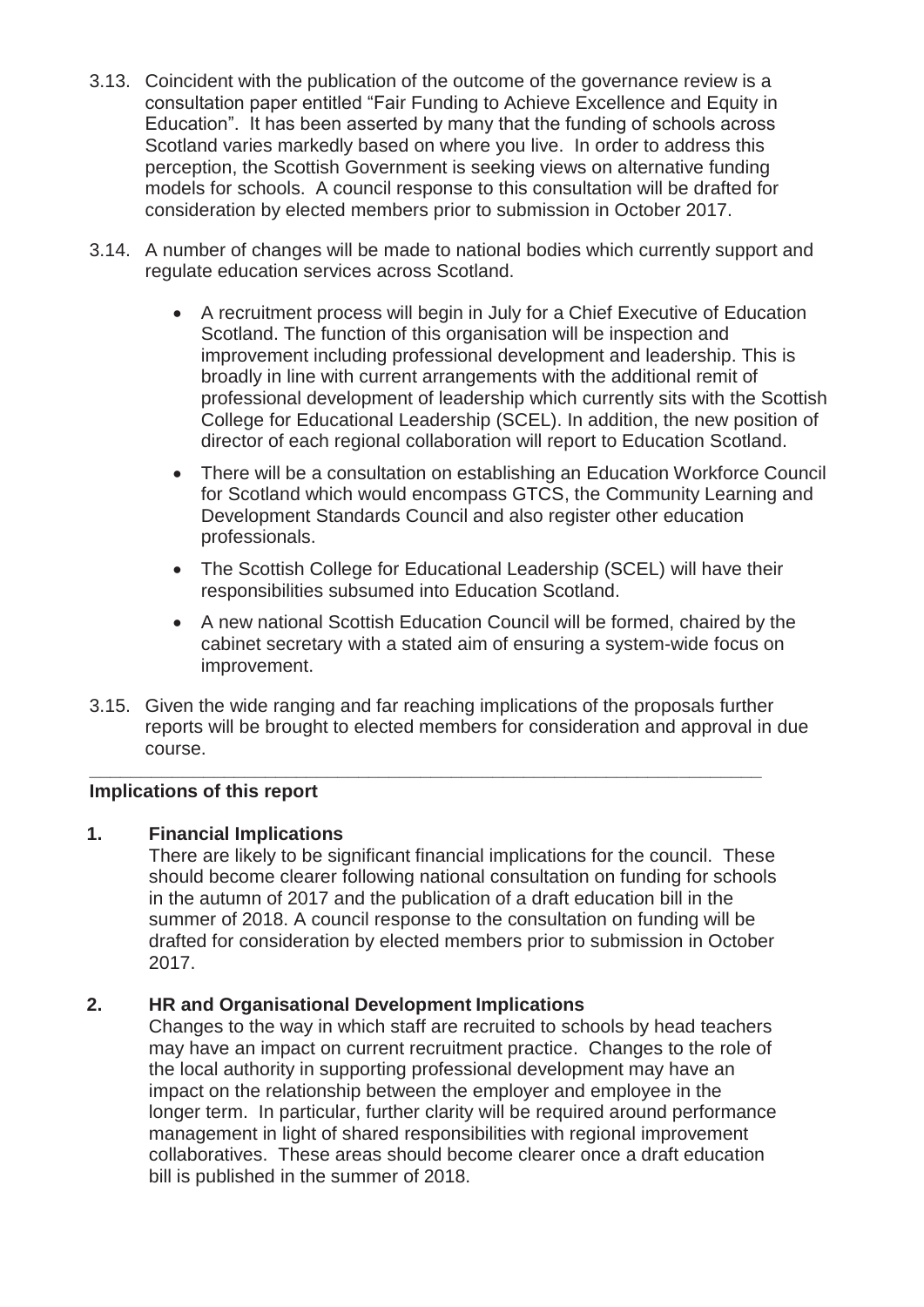3.13. Coincident with the publication of the outcome of the governance review is a consultation paper entitled "Fair Funding to Achieve Excellence and Equity in Education". It has been asserted by many that the funding of schools across Scotland varies markedly based on where you live. In order to address this perception, the Scottish Government is seeking views on alternative funding models for schools. A council response to this consultation will be drafted for consideration by elected members prior to submission in October 2017.

3.14. A number of changes will be made to national bodies which currently support and regulate education services across Scotland.

- A recruitment process will begin in July for a Chief Executive of Education Scotland. The function of this organisation will be inspection and improvement including professional development and leadership. This is broadly in line with current arrangements with the additional remit of professional development of leadership which currently sits with the Scottish College for Educational Leadership (SCEL). In addition, the new position of director of each regional collaboration will report to Education Scotland.
- There will be a consultation on establishing an Education Workforce Council for Scotland which would encompass GTCS, the Community Learning and Development Standards Council and also register other education professionals.
- The Scottish College for Educational Leadership (SCEL) will have their responsibilities subsumed into Education Scotland.
- A new national Scottish Education Council will be formed, chaired by the cabinet secretary with a stated aim of ensuring a system-wide focus on improvement.

3.15. Given the wide ranging and far reaching implications of the proposals further reports will be brought to elected members for consideration and approval in due course.

---

**Implications of this report**

**1. Financial Implications**

There are likely to be significant financial implications for the council. These should become clearer following national consultation on funding for schools in the autumn of 2017 and the publication of a draft education bill in the summer of 2018. A council response to the consultation on funding will be drafted for consideration by elected members prior to submission in October 2017.

**2. HR and Organisational Development Implications**

Changes to the way in which staff are recruited to schools by head teachers may have an impact on current recruitment practice. Changes to the role of the local authority in supporting professional development may have an impact on the relationship between the employer and employee in the longer term. In particular, further clarity will be required around performance management in light of shared responsibilities with regional improvement collaboratives. These areas should become clearer once a draft education bill is published in the summer of 2018.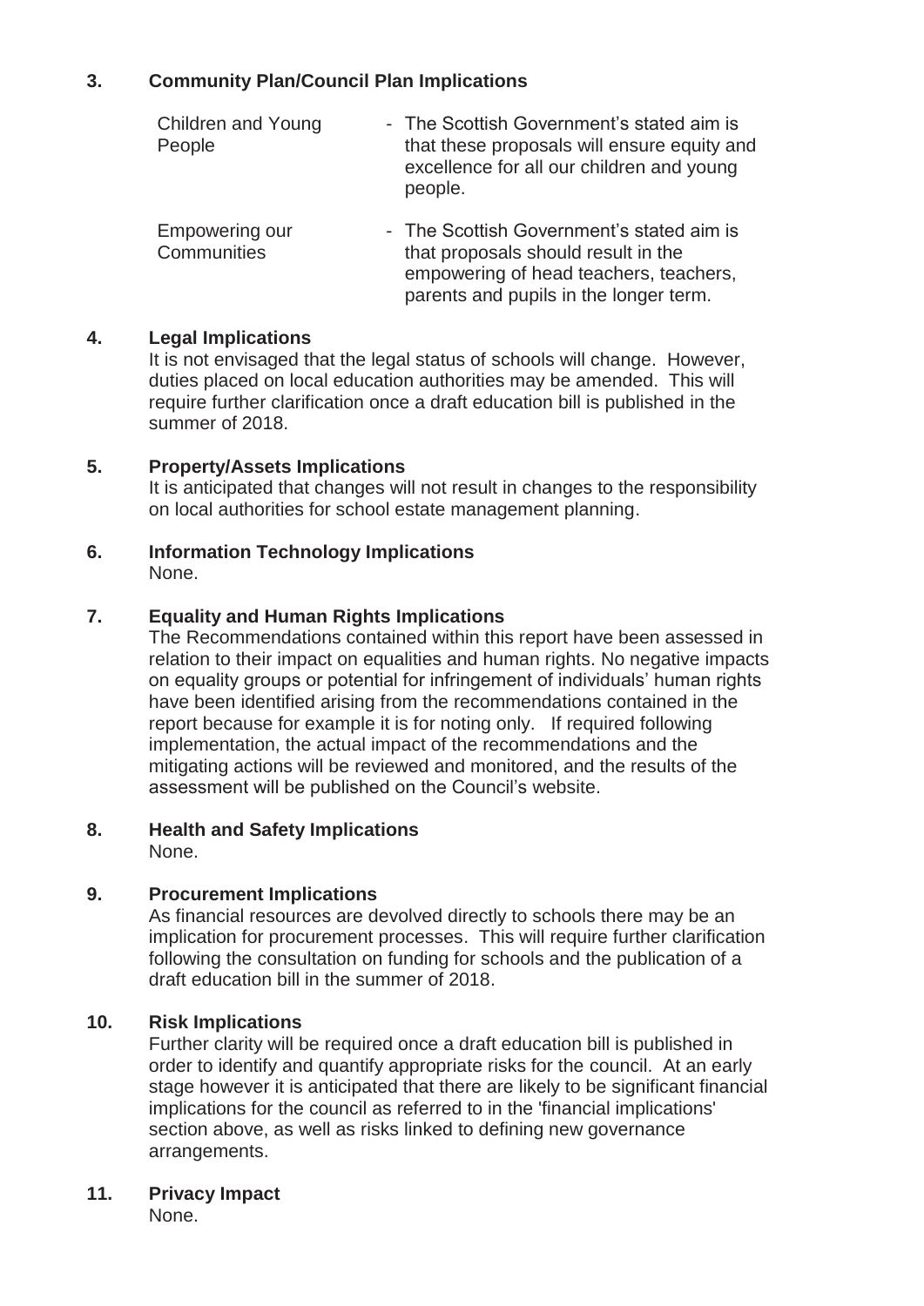## 3. Community Plan/Council Plan Implications

| | |
|---|---|
| Children and Young People | - The Scottish Government's stated aim is that these proposals will ensure equity and excellence for all our children and young people. |
| Empowering our Communities | - The Scottish Government's stated aim is that proposals should result in the empowering of head teachers, teachers, parents and pupils in the longer term. |

## 4. Legal Implications

It is not envisaged that the legal status of schools will change. However, duties placed on local education authorities may be amended. This will require further clarification once a draft education bill is published in the summer of 2018.

## 5. Property/Assets Implications

It is anticipated that changes will not result in changes to the responsibility on local authorities for school estate management planning.

## 6. Information Technology Implications

None.

## 7. Equality and Human Rights Implications

The Recommendations contained within this report have been assessed in relation to their impact on equalities and human rights. No negative impacts on equality groups or potential for infringement of individuals' human rights have been identified arising from the recommendations contained in the report because for example it is for noting only. If required following implementation, the actual impact of the recommendations and the mitigating actions will be reviewed and monitored, and the results of the assessment will be published on the Council's website.

## 8. Health and Safety Implications

None.

## 9. Procurement Implications

As financial resources are devolved directly to schools there may be an implication for procurement processes. This will require further clarification following the consultation on funding for schools and the publication of a draft education bill in the summer of 2018.

## 10. Risk Implications

Further clarity will be required once a draft education bill is published in order to identify and quantify appropriate risks for the council. At an early stage however it is anticipated that there are likely to be significant financial implications for the council as referred to in the 'financial implications' section above, as well as risks linked to defining new governance arrangements.

## 11. Privacy Impact

None.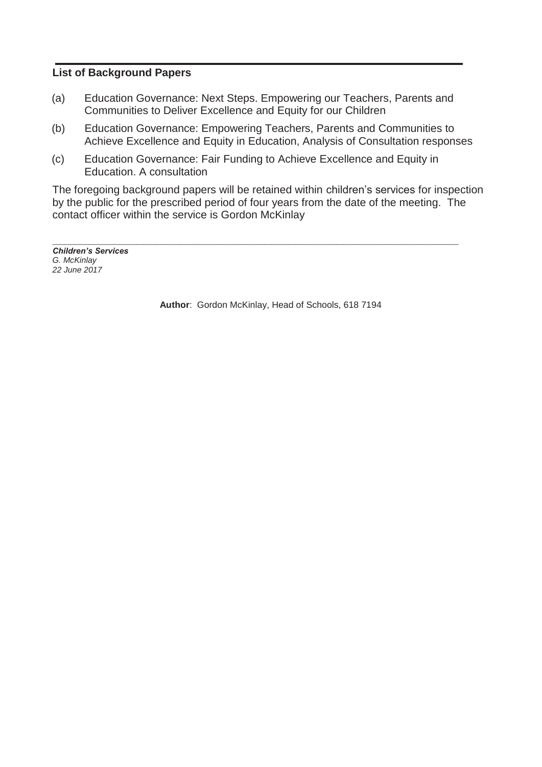## List of Background Papers

(a) Education Governance: Next Steps. Empowering our Teachers, Parents and Communities to Deliver Excellence and Equity for our Children

(b) Education Governance: Empowering Teachers, Parents and Communities to Achieve Excellence and Equity in Education, Analysis of Consultation responses

(c) Education Governance: Fair Funding to Achieve Excellence and Equity in Education. A consultation

The foregoing background papers will be retained within children's services for inspection by the public for the prescribed period of four years from the date of the meeting. The contact officer within the service is Gordon McKinlay

---

***Children's Services***
*G. McKinlay*
*22 June 2017*

**Author**: Gordon McKinlay, Head of Schools, 618 7194